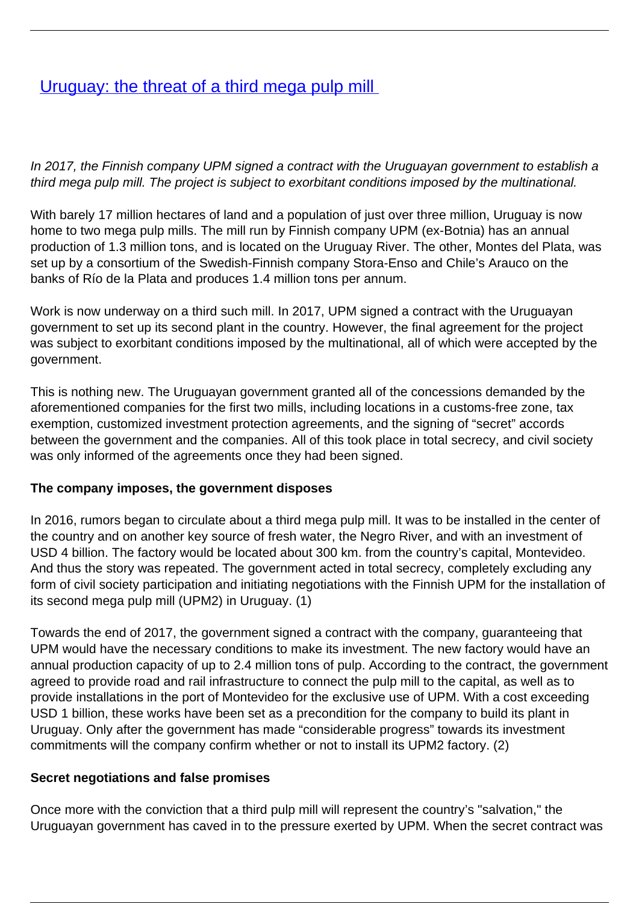# [Uruguay: the threat of a third mega pulp mill]

*In 2017, the Finnish company UPM signed a contract with the Uruguayan government to establish a third mega pulp mill. The project is subject to exorbitant conditions imposed by the multinational.*

With barely 17 million hectares of land and a population of just over three million, Uruguay is now home to two mega pulp mills. The mill run by Finnish company UPM (ex-Botnia) has an annual production of 1.3 million tons, and is located on the Uruguay River. The other, Montes del Plata, was set up by a consortium of the Swedish-Finnish company Stora-Enso and Chile's Arauco on the banks of Río de la Plata and produces 1.4 million tons per annum.

Work is now underway on a third such mill. In 2017, UPM signed a contract with the Uruguayan government to set up its second plant in the country. However, the final agreement for the project was subject to exorbitant conditions imposed by the multinational, all of which were accepted by the government.

This is nothing new. The Uruguayan government granted all of the concessions demanded by the aforementioned companies for the first two mills, including locations in a customs-free zone, tax exemption, customized investment protection agreements, and the signing of "secret" accords between the government and the companies. All of this took place in total secrecy, and civil society was only informed of the agreements once they had been signed.

**The company imposes, the government disposes**

In 2016, rumors began to circulate about a third mega pulp mill. It was to be installed in the center of the country and on another key source of fresh water, the Negro River, and with an investment of USD 4 billion. The factory would be located about 300 km. from the country's capital, Montevideo. And thus the story was repeated. The government acted in total secrecy, completely excluding any form of civil society participation and initiating negotiations with the Finnish UPM for the installation of its second mega pulp mill (UPM2) in Uruguay. (1)

Towards the end of 2017, the government signed a contract with the company, guaranteeing that UPM would have the necessary conditions to make its investment. The new factory would have an annual production capacity of up to 2.4 million tons of pulp. According to the contract, the government agreed to provide road and rail infrastructure to connect the pulp mill to the capital, as well as to provide installations in the port of Montevideo for the exclusive use of UPM. With a cost exceeding USD 1 billion, these works have been set as a precondition for the company to build its plant in Uruguay. Only after the government has made "considerable progress" towards its investment commitments will the company confirm whether or not to install its UPM2 factory. (2)

**Secret negotiations and false promises**

Once more with the conviction that a third pulp mill will represent the country's "salvation," the Uruguayan government has caved in to the pressure exerted by UPM. When the secret contract was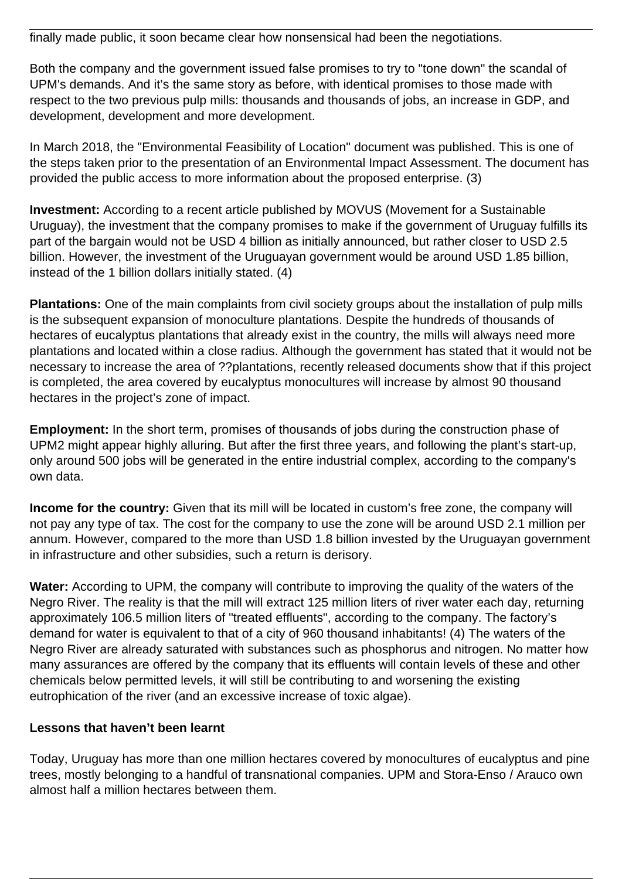finally made public, it soon became clear how nonsensical had been the negotiations.

Both the company and the government issued false promises to try to "tone down" the scandal of UPM's demands. And it's the same story as before, with identical promises to those made with respect to the two previous pulp mills: thousands and thousands of jobs, an increase in GDP, and development, development and more development.

In March 2018, the "Environmental Feasibility of Location" document was published. This is one of the steps taken prior to the presentation of an Environmental Impact Assessment. The document has provided the public access to more information about the proposed enterprise. (3)

**Investment:** According to a recent article published by MOVUS (Movement for a Sustainable Uruguay), the investment that the company promises to make if the government of Uruguay fulfills its part of the bargain would not be USD 4 billion as initially announced, but rather closer to USD 2.5 billion. However, the investment of the Uruguayan government would be around USD 1.85 billion, instead of the 1 billion dollars initially stated. (4)

**Plantations:** One of the main complaints from civil society groups about the installation of pulp mills is the subsequent expansion of monoculture plantations. Despite the hundreds of thousands of hectares of eucalyptus plantations that already exist in the country, the mills will always need more plantations and located within a close radius. Although the government has stated that it would not be necessary to increase the area of ??plantations, recently released documents show that if this project is completed, the area covered by eucalyptus monocultures will increase by almost 90 thousand hectares in the project's zone of impact.

**Employment:** In the short term, promises of thousands of jobs during the construction phase of UPM2 might appear highly alluring. But after the first three years, and following the plant's start-up, only around 500 jobs will be generated in the entire industrial complex, according to the company's own data.

**Income for the country:** Given that its mill will be located in custom's free zone, the company will not pay any type of tax. The cost for the company to use the zone will be around USD 2.1 million per annum. However, compared to the more than USD 1.8 billion invested by the Uruguayan government in infrastructure and other subsidies, such a return is derisory.

**Water:** According to UPM, the company will contribute to improving the quality of the waters of the Negro River. The reality is that the mill will extract 125 million liters of river water each day, returning approximately 106.5 million liters of "treated effluents", according to the company. The factory's demand for water is equivalent to that of a city of 960 thousand inhabitants! (4) The waters of the Negro River are already saturated with substances such as phosphorus and nitrogen. No matter how many assurances are offered by the company that its effluents will contain levels of these and other chemicals below permitted levels, it will still be contributing to and worsening the existing eutrophication of the river (and an excessive increase of toxic algae).

**Lessons that haven't been learnt**

Today, Uruguay has more than one million hectares covered by monocultures of eucalyptus and pine trees, mostly belonging to a handful of transnational companies. UPM and Stora-Enso / Arauco own almost half a million hectares between them.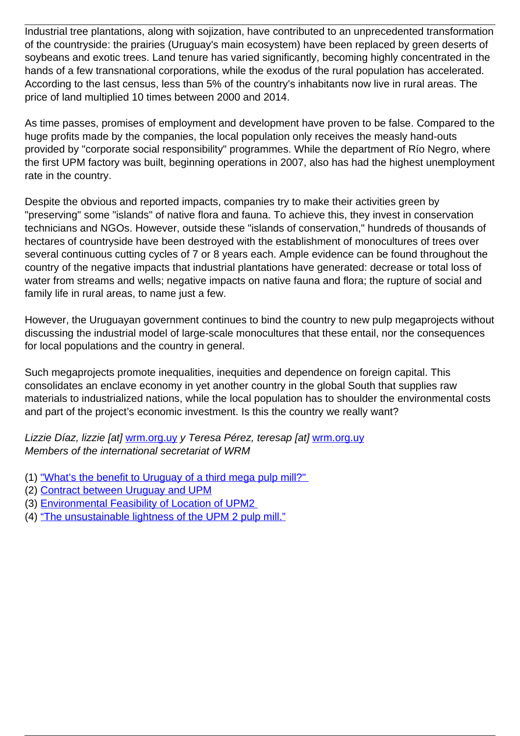Industrial tree plantations, along with sojization, have contributed to an unprecedented transformation of the countryside: the prairies (Uruguay's main ecosystem) have been replaced by green deserts of soybeans and exotic trees. Land tenure has varied significantly, becoming highly concentrated in the hands of a few transnational corporations, while the exodus of the rural population has accelerated. According to the last census, less than 5% of the country's inhabitants now live in rural areas. The price of land multiplied 10 times between 2000 and 2014.

As time passes, promises of employment and development have proven to be false. Compared to the huge profits made by the companies, the local population only receives the measly hand-outs provided by "corporate social responsibility" programmes. While the department of Río Negro, where the first UPM factory was built, beginning operations in 2007, also has had the highest unemployment rate in the country.

Despite the obvious and reported impacts, companies try to make their activities green by "preserving" some "islands" of native flora and fauna. To achieve this, they invest in conservation technicians and NGOs. However, outside these "islands of conservation," hundreds of thousands of hectares of countryside have been destroyed with the establishment of monocultures of trees over several continuous cutting cycles of 7 or 8 years each. Ample evidence can be found throughout the country of the negative impacts that industrial plantations have generated: decrease or total loss of water from streams and wells; negative impacts on native fauna and flora; the rupture of social and family life in rural areas, to name just a few.

However, the Uruguayan government continues to bind the country to new pulp megaprojects without discussing the industrial model of large-scale monocultures that these entail, nor the consequences for local populations and the country in general.

Such megaprojects promote inequalities, inequities and dependence on foreign capital. This consolidates an enclave economy in yet another country in the global South that supplies raw materials to industrialized nations, while the local population has to shoulder the environmental costs and part of the project's economic investment. Is this the country we really want?

*Lizzie Díaz, lizzie [at] wrm.org.uy y Teresa Pérez, teresap [at] wrm.org.uy*
*Members of the international secretariat of WRM*

(1) "What's the benefit to Uruguay of a third mega pulp mill?"
(2) Contract between Uruguay and UPM
(3) Environmental Feasibility of Location of UPM2
(4) "The unsustainable lightness of the UPM 2 pulp mill."